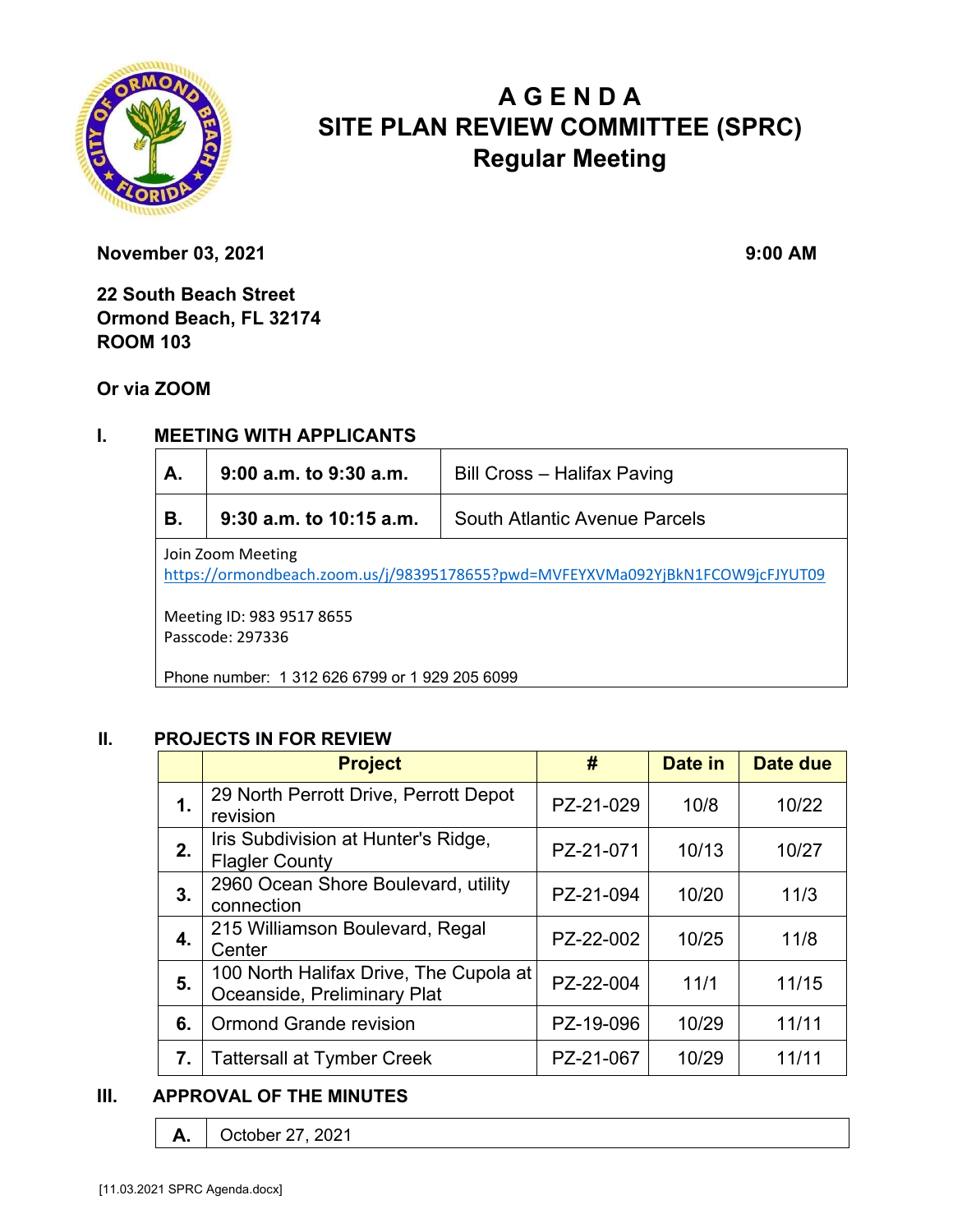# A G E N D A
# SITE PLAN REVIEW COMMITTEE (SPRC)
## Regular Meeting

**November 03, 2021** **9:00 AM**

**22 South Beach Street**
**Ormond Beach, FL 32174**
**ROOM 103**

**Or via ZOOM**

## I. MEETING WITH APPLICANTS

| | | |
|---|---|---|
| **A.** | **9:00 a.m. to 9:30 a.m.** | Bill Cross – Halifax Paving |
| **B.** | **9:30 a.m. to 10:15 a.m.** | South Atlantic Avenue Parcels |

Join Zoom Meeting
https://ormondbeach.zoom.us/j/98395178655?pwd=MVFEYXVMa092YjBkN1FCOW9jcFJYUT09

Meeting ID: 983 9517 8655
Passcode: 297336

Phone number: 1 312 626 6799 or 1 929 205 6099

## II. PROJECTS IN FOR REVIEW

| | Project | # | Date in | Date due |
|---|---|---|---|---|
| **1.** | 29 North Perrott Drive, Perrott Depot revision | PZ-21-029 | 10/8 | 10/22 |
| **2.** | Iris Subdivision at Hunter's Ridge, Flagler County | PZ-21-071 | 10/13 | 10/27 |
| **3.** | 2960 Ocean Shore Boulevard, utility connection | PZ-21-094 | 10/20 | 11/3 |
| **4.** | 215 Williamson Boulevard, Regal Center | PZ-22-002 | 10/25 | 11/8 |
| **5.** | 100 North Halifax Drive, The Cupola at Oceanside, Preliminary Plat | PZ-22-004 | 11/1 | 11/15 |
| **6.** | Ormond Grande revision | PZ-19-096 | 10/29 | 11/11 |
| **7.** | Tattersall at Tymber Creek | PZ-21-067 | 10/29 | 11/11 |

## III. APPROVAL OF THE MINUTES

| | |
|---|---|
| **A.** | October 27, 2021 |

[11.03.2021 SPRC Agenda.docx]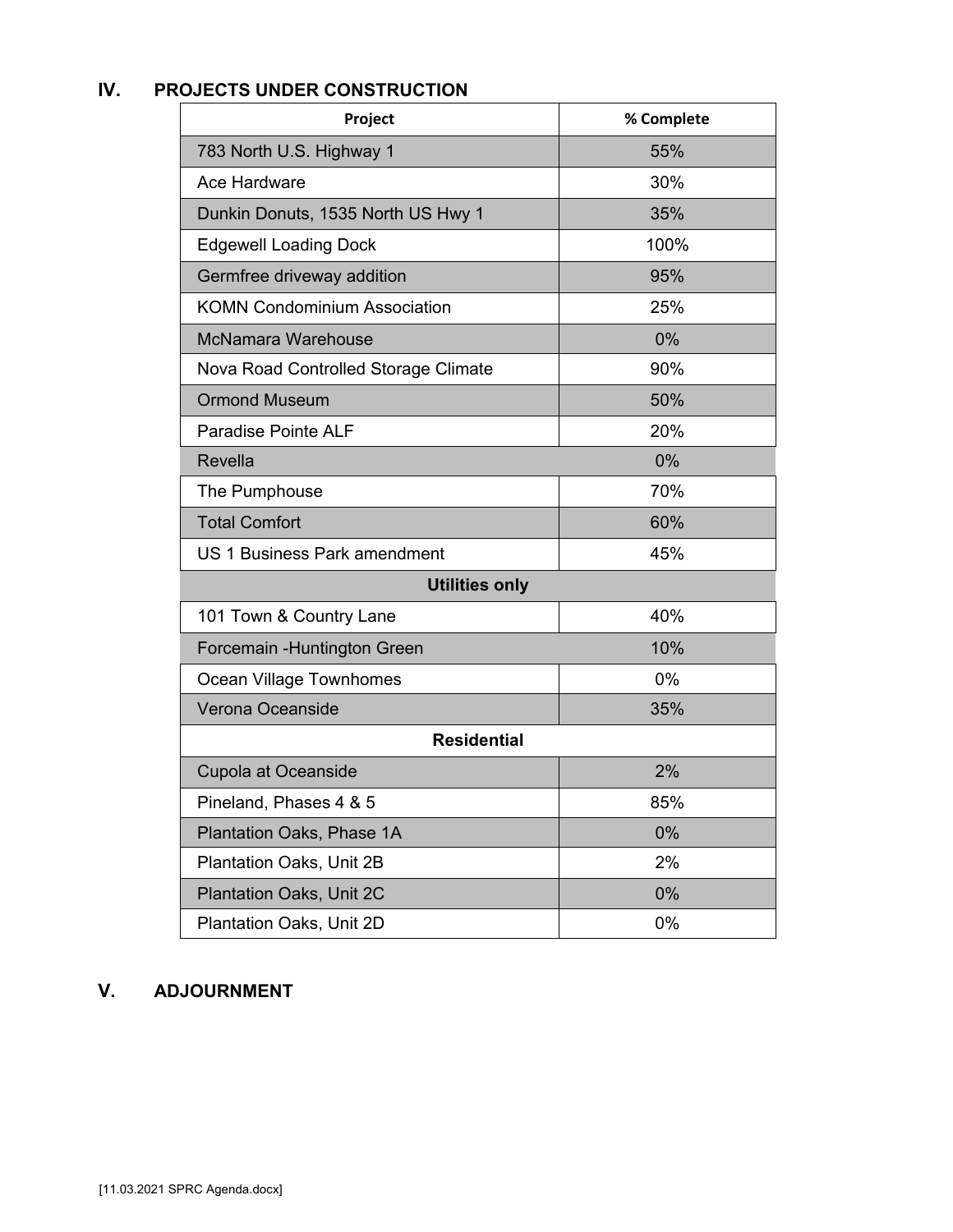## IV. PROJECTS UNDER CONSTRUCTION

| Project | % Complete |
|---|---|
| 783 North U.S. Highway 1 | 55% |
| Ace Hardware | 30% |
| Dunkin Donuts, 1535 North US Hwy 1 | 35% |
| Edgewell Loading Dock | 100% |
| Germfree driveway addition | 95% |
| KOMN Condominium Association | 25% |
| McNamara Warehouse | 0% |
| Nova Road Controlled Storage Climate | 90% |
| Ormond Museum | 50% |
| Paradise Pointe ALF | 20% |
| Revella | 0% |
| The Pumphouse | 70% |
| Total Comfort | 60% |
| US 1 Business Park amendment | 45% |
| **Utilities only** | |
| 101 Town & Country Lane | 40% |
| Forcemain -Huntington Green | 10% |
| Ocean Village Townhomes | 0% |
| Verona Oceanside | 35% |
| **Residential** | |
| Cupola at Oceanside | 2% |
| Pineland, Phases 4 & 5 | 85% |
| Plantation Oaks, Phase 1A | 0% |
| Plantation Oaks, Unit 2B | 2% |
| Plantation Oaks, Unit 2C | 0% |
| Plantation Oaks, Unit 2D | 0% |

## V. ADJOURNMENT

[11.03.2021 SPRC Agenda.docx]